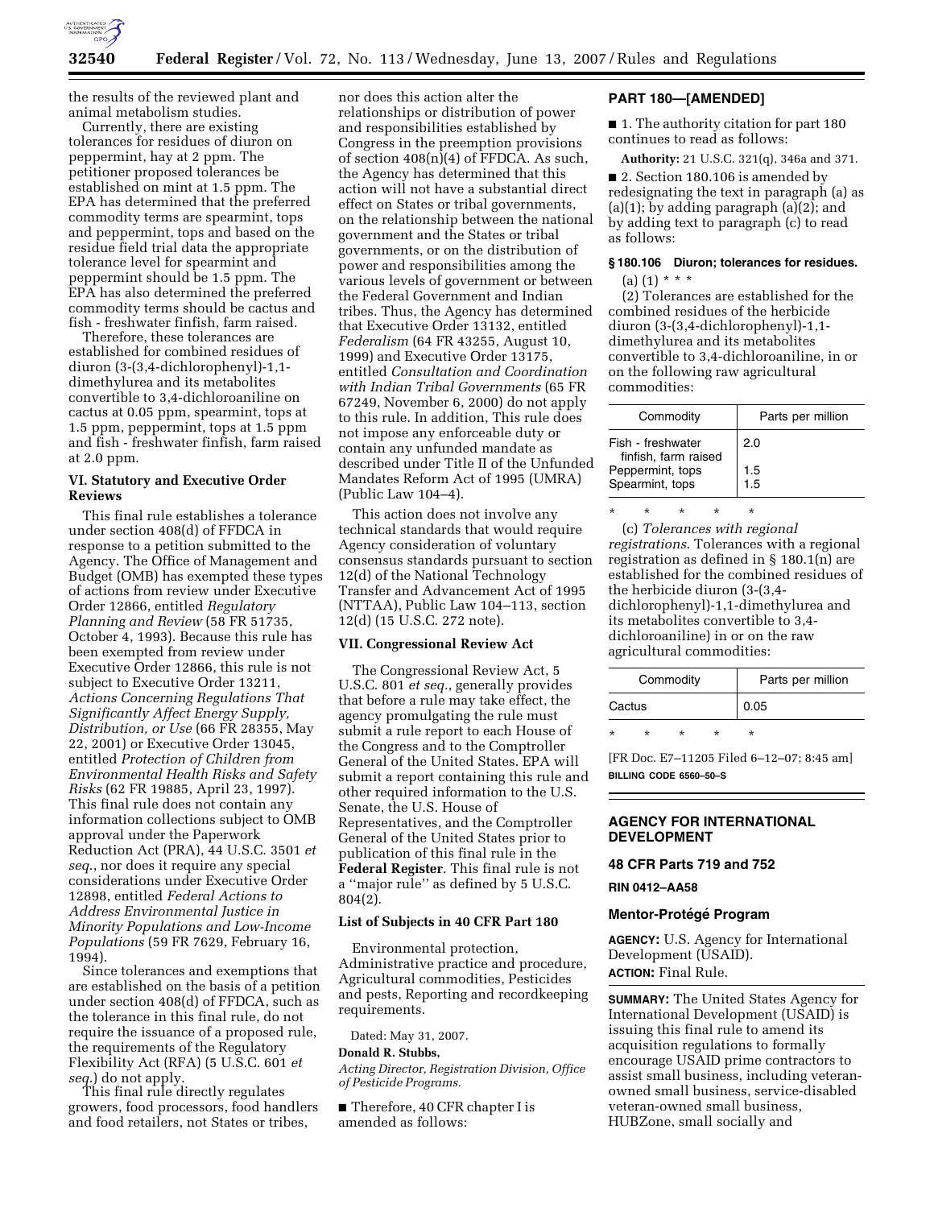the results of the reviewed plant and animal metabolism studies.

Currently, there are existing tolerances for residues of diuron on peppermint, hay at 2 ppm. The petitioner proposed tolerances be established on mint at 1.5 ppm. The EPA has determined that the preferred commodity terms are spearmint, tops and peppermint, tops and based on the residue field trial data the appropriate tolerance level for spearmint and peppermint should be 1.5 ppm. The EPA has also determined the preferred commodity terms should be cactus and fish - freshwater finfish, farm raised.

Therefore, these tolerances are established for combined residues of diuron (3-(3,4-dichlorophenyl)-1,1-dimethylurea and its metabolites convertible to 3,4-dichloroaniline on cactus at 0.05 ppm, spearmint, tops at 1.5 ppm, peppermint, tops at 1.5 ppm and fish - freshwater finfish, farm raised at 2.0 ppm.

### VI. Statutory and Executive Order Reviews

This final rule establishes a tolerance under section 408(d) of FFDCA in response to a petition submitted to the Agency. The Office of Management and Budget (OMB) has exempted these types of actions from review under Executive Order 12866, entitled *Regulatory Planning and Review* (58 FR 51735, October 4, 1993). Because this rule has been exempted from review under Executive Order 12866, this rule is not subject to Executive Order 13211, *Actions Concerning Regulations That Significantly Affect Energy Supply, Distribution, or Use* (66 FR 28355, May 22, 2001) or Executive Order 13045, entitled *Protection of Children from Environmental Health Risks and Safety Risks* (62 FR 19885, April 23, 1997). This final rule does not contain any information collections subject to OMB approval under the Paperwork Reduction Act (PRA), 44 U.S.C. 3501 *et seq.*, nor does it require any special considerations under Executive Order 12898, entitled *Federal Actions to Address Environmental Justice in Minority Populations and Low-Income Populations* (59 FR 7629, February 16, 1994).

Since tolerances and exemptions that are established on the basis of a petition under section 408(d) of FFDCA, such as the tolerance in this final rule, do not require the issuance of a proposed rule, the requirements of the Regulatory Flexibility Act (RFA) (5 U.S.C. 601 *et seq.*) do not apply.

This final rule directly regulates growers, food processors, food handlers and food retailers, not States or tribes, nor does this action alter the relationships or distribution of power and responsibilities established by Congress in the preemption provisions of section 408(n)(4) of FFDCA. As such, the Agency has determined that this action will not have a substantial direct effect on States or tribal governments, on the relationship between the national government and the States or tribal governments, or on the distribution of power and responsibilities among the various levels of government or between the Federal Government and Indian tribes. Thus, the Agency has determined that Executive Order 13132, entitled *Federalism* (64 FR 43255, August 10, 1999) and Executive Order 13175, entitled *Consultation and Coordination with Indian Tribal Governments* (65 FR 67249, November 6, 2000) do not apply to this rule. In addition, This rule does not impose any enforceable duty or contain any unfunded mandate as described under Title II of the Unfunded Mandates Reform Act of 1995 (UMRA) (Public Law 104–4).

This action does not involve any technical standards that would require Agency consideration of voluntary consensus standards pursuant to section 12(d) of the National Technology Transfer and Advancement Act of 1995 (NTTAA), Public Law 104–113, section 12(d) (15 U.S.C. 272 note).

### VII. Congressional Review Act

The Congressional Review Act, 5 U.S.C. 801 *et seq.*, generally provides that before a rule may take effect, the agency promulgating the rule must submit a rule report to each House of the Congress and to the Comptroller General of the United States. EPA will submit a report containing this rule and other required information to the U.S. Senate, the U.S. House of Representatives, and the Comptroller General of the United States prior to publication of this final rule in the **Federal Register**. This final rule is not a ''major rule'' as defined by 5 U.S.C. 804(2).

### List of Subjects in 40 CFR Part 180

Environmental protection, Administrative practice and procedure, Agricultural commodities, Pesticides and pests, Reporting and recordkeeping requirements.

Dated: May 31, 2007.

**Donald R. Stubbs,**

*Acting Director, Registration Division, Office of Pesticide Programs.*

■ Therefore, 40 CFR chapter I is amended as follows:

## PART 180—[AMENDED]

■ 1. The authority citation for part 180 continues to read as follows:

**Authority:** 21 U.S.C. 321(q), 346a and 371.

■ 2. Section 180.106 is amended by redesignating the text in paragraph (a) as (a)(1); by adding paragraph (a)(2); and by adding text to paragraph (c) to read as follows:

### § 180.106 Diuron; tolerances for residues.

(a) (1) * * *

(2) Tolerances are established for the combined residues of the herbicide diuron (3-(3,4-dichlorophenyl)-1,1-dimethylurea and its metabolites convertible to 3,4-dichloroaniline, in or on the following raw agricultural commodities:

| Commodity | Parts per million |
| --- | --- |
| Fish - freshwater finfish, farm raised | 2.0 |
| Peppermint, tops | 1.5 |
| Spearmint, tops | 1.5 |

\* \* \* \* \*

(c) *Tolerances with regional registrations*. Tolerances with a regional registration as defined in § 180.1(n) are established for the combined residues of the herbicide diuron (3-(3,4-dichlorophenyl)-1,1-dimethylurea and its metabolites convertible to 3,4-dichloroaniline) in or on the raw agricultural commodities:

| Commodity | Parts per million |
| --- | --- |
| Cactus | 0.05 |

\* \* \* \* \*

[FR Doc. E7–11205 Filed 6–12–07; 8:45 am]

**BILLING CODE 6560–50–S**

## AGENCY FOR INTERNATIONAL DEVELOPMENT

### 48 CFR Parts 719 and 752

**RIN 0412–AA58**

### Mentor-Protégé Program

**AGENCY:** U.S. Agency for International Development (USAID).

**ACTION:** Final Rule.

**SUMMARY:** The United States Agency for International Development (USAID) is issuing this final rule to amend its acquisition regulations to formally encourage USAID prime contractors to assist small business, including veteran-owned small business, service-disabled veteran-owned small business, HUBZone, small socially and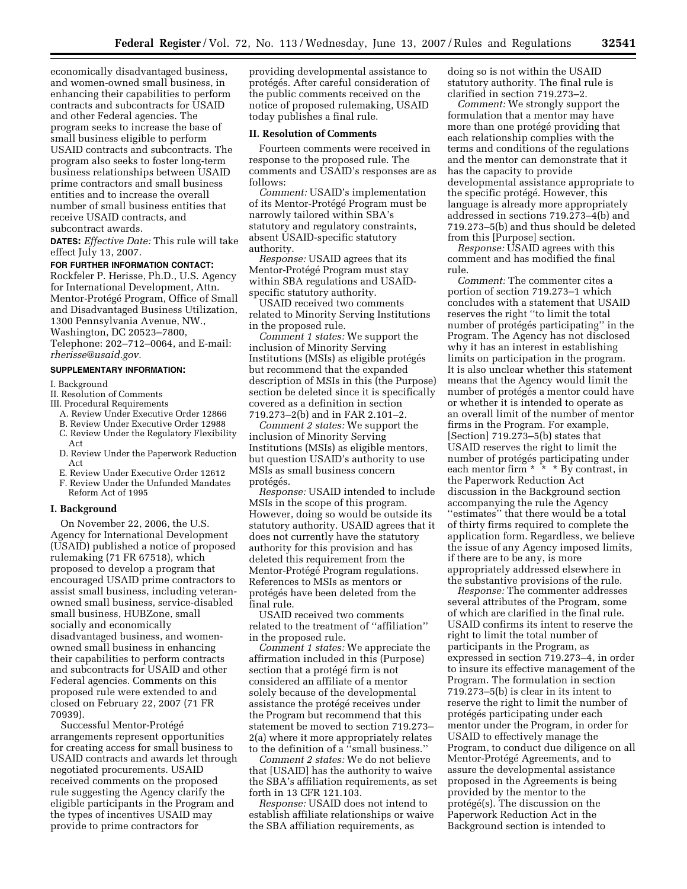economically disadvantaged business, and women-owned small business, in enhancing their capabilities to perform contracts and subcontracts for USAID and other Federal agencies. The program seeks to increase the base of small business eligible to perform USAID contracts and subcontracts. The program also seeks to foster long-term business relationships between USAID prime contractors and small business entities and to increase the overall number of small business entities that receive USAID contracts, and subcontract awards.

**DATES:** *Effective Date:* This rule will take effect July 13, 2007.

**FOR FURTHER INFORMATION CONTACT:** Rockfeler P. Herisse, Ph.D., U.S. Agency for International Development, Attn. Mentor-Protégé Program, Office of Small and Disadvantaged Business Utilization, 1300 Pennsylvania Avenue, NW., Washington, DC 20523–7800, Telephone: 202–712–0064, and E-mail: *rherisse@usaid.gov.*

**SUPPLEMENTARY INFORMATION:**

I. Background
II. Resolution of Comments
III. Procedural Requirements
  A. Review Under Executive Order 12866
  B. Review Under Executive Order 12988
  C. Review Under the Regulatory Flexibility Act
  D. Review Under the Paperwork Reduction Act
  E. Review Under Executive Order 12612
  F. Review Under the Unfunded Mandates Reform Act of 1995

## I. Background

On November 22, 2006, the U.S. Agency for International Development (USAID) published a notice of proposed rulemaking (71 FR 67518), which proposed to develop a program that encouraged USAID prime contractors to assist small business, including veteran-owned small business, service-disabled small business, HUBZone, small socially and economically disadvantaged business, and women-owned small business in enhancing their capabilities to perform contracts and subcontracts for USAID and other Federal agencies. Comments on this proposed rule were extended to and closed on February 22, 2007 (71 FR 70939).

Successful Mentor-Protégé arrangements represent opportunities for creating access for small business to USAID contracts and awards let through negotiated procurements. USAID received comments on the proposed rule suggesting the Agency clarify the eligible participants in the Program and the types of incentives USAID may provide to prime contractors for providing developmental assistance to protégés. After careful consideration of the public comments received on the notice of proposed rulemaking, USAID today publishes a final rule.

## II. Resolution of Comments

Fourteen comments were received in response to the proposed rule. The comments and USAID's responses are as follows:

*Comment:* USAID's implementation of its Mentor-Protégé Program must be narrowly tailored within SBA's statutory and regulatory constraints, absent USAID-specific statutory authority.

*Response:* USAID agrees that its Mentor-Protégé Program must stay within SBA regulations and USAID-specific statutory authority.

USAID received two comments related to Minority Serving Institutions in the proposed rule.

*Comment 1 states:* We support the inclusion of Minority Serving Institutions (MSIs) as eligible protégés but recommend that the expanded description of MSIs in this (the Purpose) section be deleted since it is specifically covered as a definition in section 719.273–2(b) and in FAR 2.101–2.

*Comment 2 states:* We support the inclusion of Minority Serving Institutions (MSIs) as eligible mentors, but question USAID's authority to use MSIs as small business concern protégés.

*Response:* USAID intended to include MSIs in the scope of this program. However, doing so would be outside its statutory authority. USAID agrees that it does not currently have the statutory authority for this provision and has deleted this requirement from the Mentor-Protégé Program regulations. References to MSIs as mentors or protégés have been deleted from the final rule.

USAID received two comments related to the treatment of ''affiliation'' in the proposed rule.

*Comment 1 states:* We appreciate the affirmation included in this (Purpose) section that a protégé firm is not considered an affiliate of a mentor solely because of the developmental assistance the protégé receives under the Program but recommend that this statement be moved to section 719.273–2(a) where it more appropriately relates to the definition of a ''small business.''

*Comment 2 states:* We do not believe that [USAID] has the authority to waive the SBA's affiliation requirements, as set forth in 13 CFR 121.103.

*Response:* USAID does not intend to establish affiliate relationships or waive the SBA affiliation requirements, as doing so is not within the USAID statutory authority. The final rule is clarified in section 719.273–2.

*Comment:* We strongly support the formulation that a mentor may have more than one protégé providing that each relationship complies with the terms and conditions of the regulations and the mentor can demonstrate that it has the capacity to provide developmental assistance appropriate to the specific protégé. However, this language is already more appropriately addressed in sections 719.273–4(b) and 719.273–5(b) and thus should be deleted from this [Purpose] section.

*Response:* USAID agrees with this comment and has modified the final rule.

*Comment:* The commenter cites a portion of section 719.273–1 which concludes with a statement that USAID reserves the right ''to limit the total number of protégés participating'' in the Program. The Agency has not disclosed why it has an interest in establishing limits on participation in the program. It is also unclear whether this statement means that the Agency would limit the number of protégés a mentor could have or whether it is intended to operate as an overall limit of the number of mentor firms in the Program. For example, [Section] 719.273–5(b) states that USAID reserves the right to limit the number of protégés participating under each mentor firm * * * By contrast, in the Paperwork Reduction Act discussion in the Background section accompanying the rule the Agency ''estimates'' that there would be a total of thirty firms required to complete the application form. Regardless, we believe the issue of any Agency imposed limits, if there are to be any, is more appropriately addressed elsewhere in the substantive provisions of the rule.

*Response:* The commenter addresses several attributes of the Program, some of which are clarified in the final rule. USAID confirms its intent to reserve the right to limit the total number of participants in the Program, as expressed in section 719.273–4, in order to insure its effective management of the Program. The formulation in section 719.273–5(b) is clear in its intent to reserve the right to limit the number of protégés participating under each mentor under the Program, in order for USAID to effectively manage the Program, to conduct due diligence on all Mentor-Protégé Agreements, and to assure the developmental assistance proposed in the Agreements is being provided by the mentor to the protégé(s). The discussion on the Paperwork Reduction Act in the Background section is intended to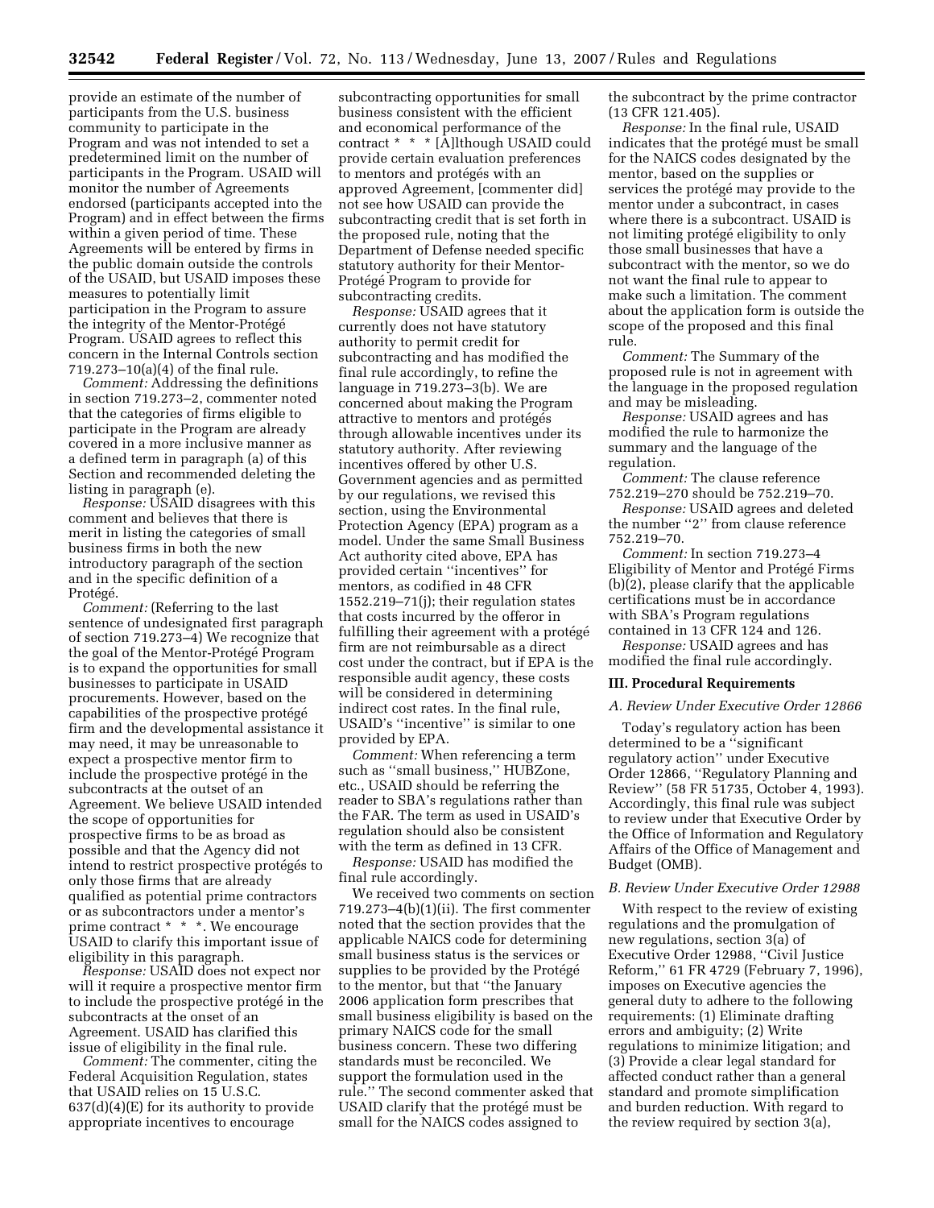provide an estimate of the number of participants from the U.S. business community to participate in the Program and was not intended to set a predetermined limit on the number of participants in the Program. USAID will monitor the number of Agreements endorsed (participants accepted into the Program) and in effect between the firms within a given period of time. These Agreements will be entered by firms in the public domain outside the controls of the USAID, but USAID imposes these measures to potentially limit participation in the Program to assure the integrity of the Mentor-Protégé Program. USAID agrees to reflect this concern in the Internal Controls section 719.273–10(a)(4) of the final rule.

*Comment:* Addressing the definitions in section 719.273–2, commenter noted that the categories of firms eligible to participate in the Program are already covered in a more inclusive manner as a defined term in paragraph (a) of this Section and recommended deleting the listing in paragraph (e).

*Response:* USAID disagrees with this comment and believes that there is merit in listing the categories of small business firms in both the new introductory paragraph of the section and in the specific definition of a Protégé.

*Comment:* (Referring to the last sentence of undesignated first paragraph of section 719.273–4) We recognize that the goal of the Mentor-Protégé Program is to expand the opportunities for small businesses to participate in USAID procurements. However, based on the capabilities of the prospective protégé firm and the developmental assistance it may need, it may be unreasonable to expect a prospective mentor firm to include the prospective protégé in the subcontracts at the outset of an Agreement. We believe USAID intended the scope of opportunities for prospective firms to be as broad as possible and that the Agency did not intend to restrict prospective protégés to only those firms that are already qualified as potential prime contractors or as subcontractors under a mentor's prime contract * * *. We encourage USAID to clarify this important issue of eligibility in this paragraph.

*Response:* USAID does not expect nor will it require a prospective mentor firm to include the prospective protégé in the subcontracts at the onset of an Agreement. USAID has clarified this issue of eligibility in the final rule.

*Comment:* The commenter, citing the Federal Acquisition Regulation, states that USAID relies on 15 U.S.C. 637(d)(4)(E) for its authority to provide appropriate incentives to encourage subcontracting opportunities for small business consistent with the efficient and economical performance of the contract * * * [A]lthough USAID could provide certain evaluation preferences to mentors and protégés with an approved Agreement, [commenter did] not see how USAID can provide the subcontracting credit that is set forth in the proposed rule, noting that the Department of Defense needed specific statutory authority for their Mentor-Protégé Program to provide for subcontracting credits.

*Response:* USAID agrees that it currently does not have statutory authority to permit credit for subcontracting and has modified the final rule accordingly, to refine the language in 719.273–3(b). We are concerned about making the Program attractive to mentors and protégés through allowable incentives under its statutory authority. After reviewing incentives offered by other U.S. Government agencies and as permitted by our regulations, we revised this section, using the Environmental Protection Agency (EPA) program as a model. Under the same Small Business Act authority cited above, EPA has provided certain "incentives" for mentors, as codified in 48 CFR 1552.219–71(j); their regulation states that costs incurred by the offeror in fulfilling their agreement with a protégé firm are not reimbursable as a direct cost under the contract, but if EPA is the responsible audit agency, these costs will be considered in determining indirect cost rates. In the final rule, USAID's "incentive" is similar to one provided by EPA.

*Comment:* When referencing a term such as "small business," HUBZone, etc., USAID should be referring the reader to SBA's regulations rather than the FAR. The term as used in USAID's regulation should also be consistent with the term as defined in 13 CFR.

*Response:* USAID has modified the final rule accordingly.

We received two comments on section 719.273–4(b)(1)(ii). The first commenter noted that the section provides that the applicable NAICS code for determining small business status is the services or supplies to be provided by the Protégé to the mentor, but that "the January 2006 application form prescribes that small business eligibility is based on the primary NAICS code for the small business concern. These two differing standards must be reconciled. We support the formulation used in the rule." The second commenter asked that USAID clarify that the protégé must be small for the NAICS codes assigned to the subcontract by the prime contractor (13 CFR 121.405).

*Response:* In the final rule, USAID indicates that the protégé must be small for the NAICS codes designated by the mentor, based on the supplies or services the protégé may provide to the mentor under a subcontract, in cases where there is a subcontract. USAID is not limiting protégé eligibility to only those small businesses that have a subcontract with the mentor, so we do not want the final rule to appear to make such a limitation. The comment about the application form is outside the scope of the proposed and this final rule.

*Comment:* The Summary of the proposed rule is not in agreement with the language in the proposed regulation and may be misleading.

*Response:* USAID agrees and has modified the rule to harmonize the summary and the language of the regulation.

*Comment:* The clause reference 752.219–270 should be 752.219–70.

*Response:* USAID agrees and deleted the number "2" from clause reference 752.219–70.

*Comment:* In section 719.273–4 Eligibility of Mentor and Protégé Firms (b)(2), please clarify that the applicable certifications must be in accordance with SBA's Program regulations contained in 13 CFR 124 and 126.

*Response:* USAID agrees and has modified the final rule accordingly.

## III. Procedural Requirements

### *A. Review Under Executive Order 12866*

Today's regulatory action has been determined to be a "significant regulatory action" under Executive Order 12866, "Regulatory Planning and Review" (58 FR 51735, October 4, 1993). Accordingly, this final rule was subject to review under that Executive Order by the Office of Information and Regulatory Affairs of the Office of Management and Budget (OMB).

### *B. Review Under Executive Order 12988*

With respect to the review of existing regulations and the promulgation of new regulations, section 3(a) of Executive Order 12988, "Civil Justice Reform," 61 FR 4729 (February 7, 1996), imposes on Executive agencies the general duty to adhere to the following requirements: (1) Eliminate drafting errors and ambiguity; (2) Write regulations to minimize litigation; and (3) Provide a clear legal standard for affected conduct rather than a general standard and promote simplification and burden reduction. With regard to the review required by section 3(a),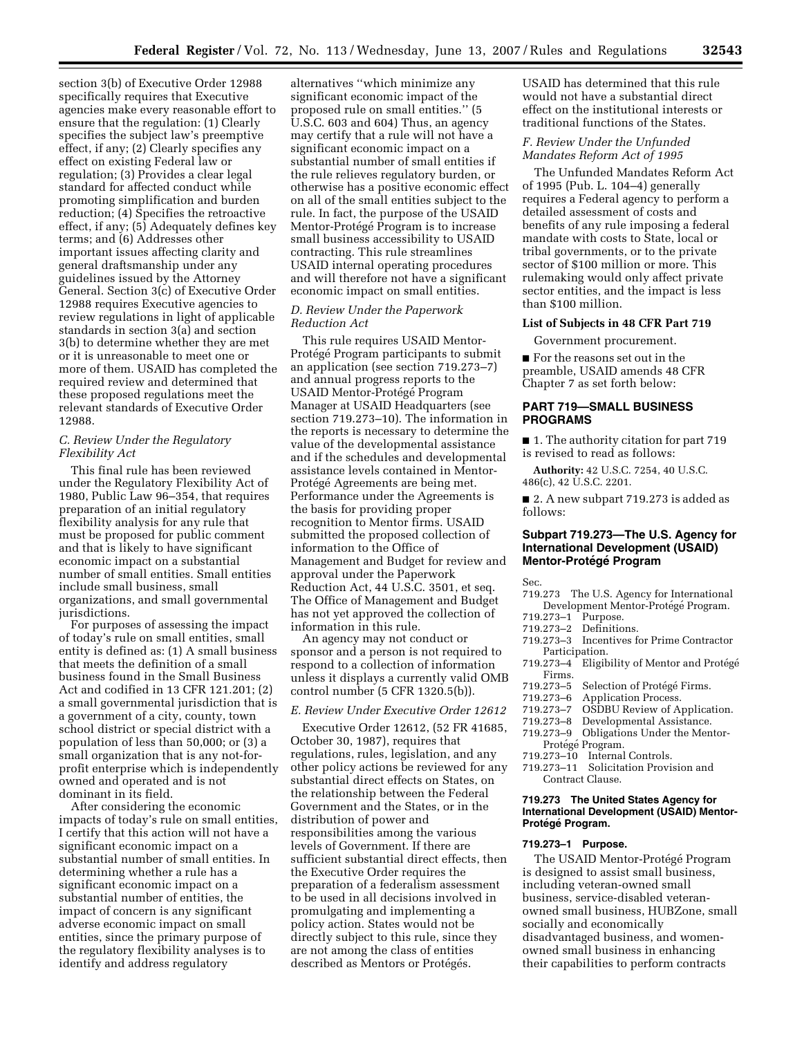section 3(b) of Executive Order 12988 specifically requires that Executive agencies make every reasonable effort to ensure that the regulation: (1) Clearly specifies the subject law's preemptive effect, if any; (2) Clearly specifies any effect on existing Federal law or regulation; (3) Provides a clear legal standard for affected conduct while promoting simplification and burden reduction; (4) Specifies the retroactive effect, if any; (5) Adequately defines key terms; and (6) Addresses other important issues affecting clarity and general draftsmanship under any guidelines issued by the Attorney General. Section 3(c) of Executive Order 12988 requires Executive agencies to review regulations in light of applicable standards in section 3(a) and section 3(b) to determine whether they are met or it is unreasonable to meet one or more of them. USAID has completed the required review and determined that these proposed regulations meet the relevant standards of Executive Order 12988.

### *C. Review Under the Regulatory Flexibility Act*

This final rule has been reviewed under the Regulatory Flexibility Act of 1980, Public Law 96–354, that requires preparation of an initial regulatory flexibility analysis for any rule that must be proposed for public comment and that is likely to have significant economic impact on a substantial number of small entities. Small entities include small business, small organizations, and small governmental jurisdictions.

For purposes of assessing the impact of today's rule on small entities, small entity is defined as: (1) A small business that meets the definition of a small business found in the Small Business Act and codified in 13 CFR 121.201; (2) a small governmental jurisdiction that is a government of a city, county, town school district or special district with a population of less than 50,000; or (3) a small organization that is any not-for-profit enterprise which is independently owned and operated and is not dominant in its field.

After considering the economic impacts of today's rule on small entities, I certify that this action will not have a significant economic impact on a substantial number of small entities. In determining whether a rule has a significant economic impact on a substantial number of entities, the impact of concern is any significant adverse economic impact on small entities, since the primary purpose of the regulatory flexibility analyses is to identify and address regulatory alternatives "which minimize any significant economic impact of the proposed rule on small entities." (5 U.S.C. 603 and 604) Thus, an agency may certify that a rule will not have a significant economic impact on a substantial number of small entities if the rule relieves regulatory burden, or otherwise has a positive economic effect on all of the small entities subject to the rule. In fact, the purpose of the USAID Mentor-Protégé Program is to increase small business accessibility to USAID contracting. This rule streamlines USAID internal operating procedures and will therefore not have a significant economic impact on small entities.

### *D. Review Under the Paperwork Reduction Act*

This rule requires USAID Mentor-Protégé Program participants to submit an application (see section 719.273–7) and annual progress reports to the USAID Mentor-Protégé Program Manager at USAID Headquarters (see section 719.273–10). The information in the reports is necessary to determine the value of the developmental assistance and if the schedules and developmental assistance levels contained in Mentor-Protégé Agreements are being met. Performance under the Agreements is the basis for providing proper recognition to Mentor firms. USAID submitted the proposed collection of information to the Office of Management and Budget for review and approval under the Paperwork Reduction Act, 44 U.S.C. 3501, et seq. The Office of Management and Budget has not yet approved the collection of information in this rule.

An agency may not conduct or sponsor and a person is not required to respond to a collection of information unless it displays a currently valid OMB control number (5 CFR 1320.5(b)).

### *E. Review Under Executive Order 12612*

Executive Order 12612, (52 FR 41685, October 30, 1987), requires that regulations, rules, legislation, and any other policy actions be reviewed for any substantial direct effects on States, on the relationship between the Federal Government and the States, or in the distribution of power and responsibilities among the various levels of Government. If there are sufficient substantial direct effects, then the Executive Order requires the preparation of a federalism assessment to be used in all decisions involved in promulgating and implementing a policy action. States would not be directly subject to this rule, since they are not among the class of entities described as Mentors or Protégés. USAID has determined that this rule would not have a substantial direct effect on the institutional interests or traditional functions of the States.

### *F. Review Under the Unfunded Mandates Reform Act of 1995*

The Unfunded Mandates Reform Act of 1995 (Pub. L. 104–4) generally requires a Federal agency to perform a detailed assessment of costs and benefits of any rule imposing a federal mandate with costs to State, local or tribal governments, or to the private sector of $100 million or more. This rulemaking would only affect private sector entities, and the impact is less than $100 million.

### List of Subjects in 48 CFR Part 719

Government procurement.

■ For the reasons set out in the preamble, USAID amends 48 CFR Chapter 7 as set forth below:

## PART 719—SMALL BUSINESS PROGRAMS

■ 1. The authority citation for part 719 is revised to read as follows:

**Authority:** 42 U.S.C. 7254, 40 U.S.C. 486(c), 42 U.S.C. 2201.

■ 2. A new subpart 719.273 is added as follows:

## Subpart 719.273—The U.S. Agency for International Development (USAID) Mentor-Protégé Program

Sec.
719.273 The U.S. Agency for International Development Mentor-Protégé Program.
719.273–1 Purpose.
719.273–2 Definitions.
719.273–3 Incentives for Prime Contractor Participation.
719.273–4 Eligibility of Mentor and Protégé Firms.
719.273–5 Selection of Protégé Firms.
719.273–6 Application Process.
719.273–7 OSDBU Review of Application.
719.273–8 Developmental Assistance.
719.273–9 Obligations Under the Mentor-Protégé Program.
719.273–10 Internal Controls.
719.273–11 Solicitation Provision and Contract Clause.

### 719.273 The United States Agency for International Development (USAID) Mentor-Protégé Program.

### 719.273–1 Purpose.

The USAID Mentor-Protégé Program is designed to assist small business, including veteran-owned small business, service-disabled veteran-owned small business, HUBZone, small socially and economically disadvantaged business, and women-owned small business in enhancing their capabilities to perform contracts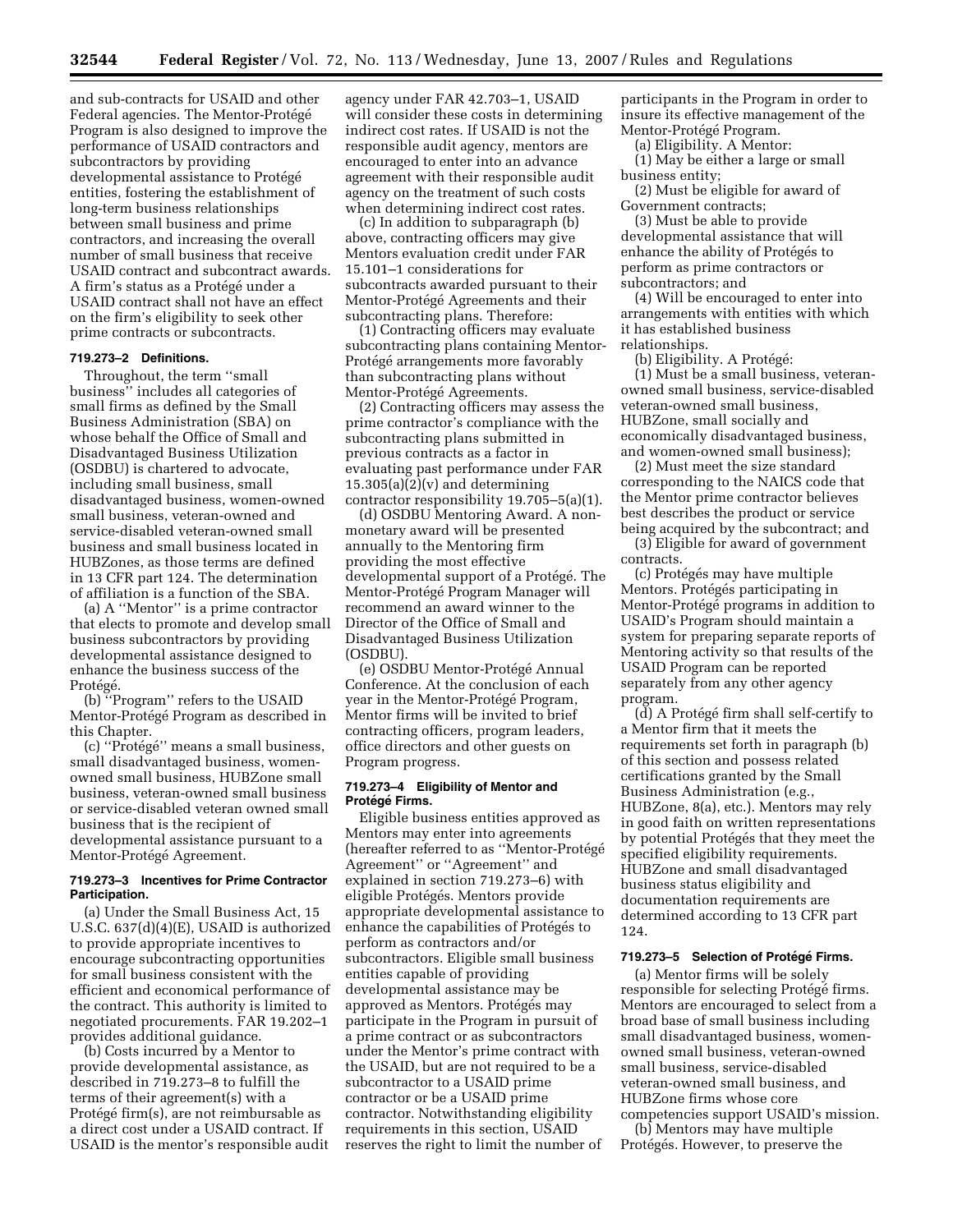and sub-contracts for USAID and other Federal agencies. The Mentor-Protégé Program is also designed to improve the performance of USAID contractors and subcontractors by providing developmental assistance to Protégé entities, fostering the establishment of long-term business relationships between small business and prime contractors, and increasing the overall number of small business that receive USAID contract and subcontract awards. A firm's status as a Protégé under a USAID contract shall not have an effect on the firm's eligibility to seek other prime contracts or subcontracts.

**719.273–2 Definitions.**

Throughout, the term ''small business'' includes all categories of small firms as defined by the Small Business Administration (SBA) on whose behalf the Office of Small and Disadvantaged Business Utilization (OSDBU) is chartered to advocate, including small business, small disadvantaged business, women-owned small business, veteran-owned and service-disabled veteran-owned small business and small business located in HUBZones, as those terms are defined in 13 CFR part 124. The determination of affiliation is a function of the SBA.

(a) A ''Mentor'' is a prime contractor that elects to promote and develop small business subcontractors by providing developmental assistance designed to enhance the business success of the Protégé.

(b) ''Program'' refers to the USAID Mentor-Protégé Program as described in this Chapter.

(c) ''Protégé'' means a small business, small disadvantaged business, women-owned small business, HUBZone small business, veteran-owned small business or service-disabled veteran owned small business that is the recipient of developmental assistance pursuant to a Mentor-Protégé Agreement.

**719.273–3 Incentives for Prime Contractor Participation.**

(a) Under the Small Business Act, 15 U.S.C. 637(d)(4)(E), USAID is authorized to provide appropriate incentives to encourage subcontracting opportunities for small business consistent with the efficient and economical performance of the contract. This authority is limited to negotiated procurements. FAR 19.202–1 provides additional guidance.

(b) Costs incurred by a Mentor to provide developmental assistance, as described in 719.273–8 to fulfill the terms of their agreement(s) with a Protégé firm(s), are not reimbursable as a direct cost under a USAID contract. If USAID is the mentor's responsible audit agency under FAR 42.703–1, USAID will consider these costs in determining indirect cost rates. If USAID is not the responsible audit agency, mentors are encouraged to enter into an advance agreement with their responsible audit agency on the treatment of such costs when determining indirect cost rates.

(c) In addition to subparagraph (b) above, contracting officers may give Mentors evaluation credit under FAR 15.101–1 considerations for subcontracts awarded pursuant to their Mentor-Protégé Agreements and their subcontracting plans. Therefore:

(1) Contracting officers may evaluate subcontracting plans containing Mentor-Protégé arrangements more favorably than subcontracting plans without Mentor-Protégé Agreements.

(2) Contracting officers may assess the prime contractor's compliance with the subcontracting plans submitted in previous contracts as a factor in evaluating past performance under FAR 15.305(a)(2)(v) and determining contractor responsibility 19.705–5(a)(1).

(d) OSDBU Mentoring Award. A non-monetary award will be presented annually to the Mentoring firm providing the most effective developmental support of a Protégé. The Mentor-Protégé Program Manager will recommend an award winner to the Director of the Office of Small and Disadvantaged Business Utilization (OSDBU).

(e) OSDBU Mentor-Protégé Annual Conference. At the conclusion of each year in the Mentor-Protégé Program, Mentor firms will be invited to brief contracting officers, program leaders, office directors and other guests on Program progress.

**719.273–4 Eligibility of Mentor and Protégé Firms.**

Eligible business entities approved as Mentors may enter into agreements (hereafter referred to as ''Mentor-Protégé Agreement'' or ''Agreement'' and explained in section 719.273–6) with eligible Protégés. Mentors provide appropriate developmental assistance to enhance the capabilities of Protégés to perform as contractors and/or subcontractors. Eligible small business entities capable of providing developmental assistance may be approved as Mentors. Protégés may participate in the Program in pursuit of a prime contract or as subcontractors under the Mentor's prime contract with the USAID, but are not required to be a subcontractor to a USAID prime contractor or be a USAID prime contractor. Notwithstanding eligibility requirements in this section, USAID reserves the right to limit the number of participants in the Program in order to insure its effective management of the Mentor-Protégé Program.

(a) Eligibility. A Mentor:

(1) May be either a large or small business entity;

(2) Must be eligible for award of Government contracts;

(3) Must be able to provide developmental assistance that will enhance the ability of Protégés to perform as prime contractors or subcontractors; and

(4) Will be encouraged to enter into arrangements with entities with which it has established business relationships.

(b) Eligibility. A Protégé:

(1) Must be a small business, veteran-owned small business, service-disabled veteran-owned small business, HUBZone, small socially and economically disadvantaged business, and women-owned small business);

(2) Must meet the size standard corresponding to the NAICS code that the Mentor prime contractor believes best describes the product or service being acquired by the subcontract; and

(3) Eligible for award of government contracts.

(c) Protégés may have multiple Mentors. Protégés participating in Mentor-Protégé programs in addition to USAID's Program should maintain a system for preparing separate reports of Mentoring activity so that results of the USAID Program can be reported separately from any other agency program.

(d) A Protégé firm shall self-certify to a Mentor firm that it meets the requirements set forth in paragraph (b) of this section and possess related certifications granted by the Small Business Administration (e.g., HUBZone, 8(a), etc.). Mentors may rely in good faith on written representations by potential Protégés that they meet the specified eligibility requirements. HUBZone and small disadvantaged business status eligibility and documentation requirements are determined according to 13 CFR part 124.

**719.273–5 Selection of Protégé Firms.**

(a) Mentor firms will be solely responsible for selecting Protégé firms. Mentors are encouraged to select from a broad base of small business including small disadvantaged business, women-owned small business, veteran-owned small business, service-disabled veteran-owned small business, and HUBZone firms whose core competencies support USAID's mission.

(b) Mentors may have multiple Protégés. However, to preserve the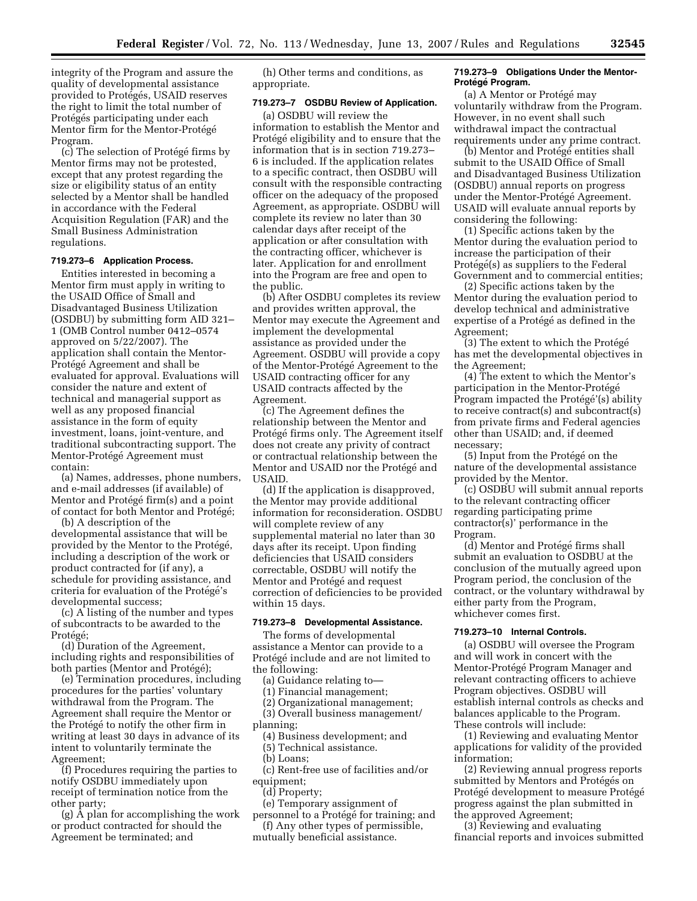integrity of the Program and assure the quality of developmental assistance provided to Protégés, USAID reserves the right to limit the total number of Protégés participating under each Mentor firm for the Mentor-Protégé Program.

(c) The selection of Protégé firms by Mentor firms may not be protested, except that any protest regarding the size or eligibility status of an entity selected by a Mentor shall be handled in accordance with the Federal Acquisition Regulation (FAR) and the Small Business Administration regulations.

**719.273–6 Application Process.**

Entities interested in becoming a Mentor firm must apply in writing to the USAID Office of Small and Disadvantaged Business Utilization (OSDBU) by submitting form AID 321–1 (OMB Control number 0412–0574 approved on 5/22/2007). The application shall contain the Mentor-Protégé Agreement and shall be evaluated for approval. Evaluations will consider the nature and extent of technical and managerial support as well as any proposed financial assistance in the form of equity investment, loans, joint-venture, and traditional subcontracting support. The Mentor-Protégé Agreement must contain:

(a) Names, addresses, phone numbers, and e-mail addresses (if available) of Mentor and Protégé firm(s) and a point of contact for both Mentor and Protégé;

(b) A description of the developmental assistance that will be provided by the Mentor to the Protégé, including a description of the work or product contracted for (if any), a schedule for providing assistance, and criteria for evaluation of the Protégé's developmental success;

(c) A listing of the number and types of subcontracts to be awarded to the Protégé;

(d) Duration of the Agreement, including rights and responsibilities of both parties (Mentor and Protégé);

(e) Termination procedures, including procedures for the parties' voluntary withdrawal from the Program. The Agreement shall require the Mentor or the Protégé to notify the other firm in writing at least 30 days in advance of its intent to voluntarily terminate the Agreement;

(f) Procedures requiring the parties to notify OSDBU immediately upon receipt of termination notice from the other party;

(g) A plan for accomplishing the work or product contracted for should the Agreement be terminated; and

(h) Other terms and conditions, as appropriate.

**719.273–7 OSDBU Review of Application.**

(a) OSDBU will review the information to establish the Mentor and Protégé eligibility and to ensure that the information that is in section 719.273–6 is included. If the application relates to a specific contract, then OSDBU will consult with the responsible contracting officer on the adequacy of the proposed Agreement, as appropriate. OSDBU will complete its review no later than 30 calendar days after receipt of the application or after consultation with the contracting officer, whichever is later. Application for and enrollment into the Program are free and open to the public.

(b) After OSDBU completes its review and provides written approval, the Mentor may execute the Agreement and implement the developmental assistance as provided under the Agreement. OSDBU will provide a copy of the Mentor-Protégé Agreement to the USAID contracting officer for any USAID contracts affected by the Agreement.

(c) The Agreement defines the relationship between the Mentor and Protégé firms only. The Agreement itself does not create any privity of contract or contractual relationship between the Mentor and USAID nor the Protégé and USAID.

(d) If the application is disapproved, the Mentor may provide additional information for reconsideration. OSDBU will complete review of any supplemental material no later than 30 days after its receipt. Upon finding deficiencies that USAID considers correctable, OSDBU will notify the Mentor and Protégé and request correction of deficiencies to be provided within 15 days.

**719.273–8 Developmental Assistance.**

The forms of developmental assistance a Mentor can provide to a Protégé include and are not limited to the following:

(a) Guidance relating to—

(1) Financial management;

(2) Organizational management;

(3) Overall business management/planning;

(4) Business development; and

(5) Technical assistance.

(b) Loans;

(c) Rent-free use of facilities and/or equipment;

(d) Property;

(e) Temporary assignment of personnel to a Protégé for training; and

(f) Any other types of permissible, mutually beneficial assistance.

**719.273–9 Obligations Under the Mentor-Protégé Program.**

(a) A Mentor or Protégé may voluntarily withdraw from the Program. However, in no event shall such withdrawal impact the contractual requirements under any prime contract.

(b) Mentor and Protégé entities shall submit to the USAID Office of Small and Disadvantaged Business Utilization (OSDBU) annual reports on progress under the Mentor-Protégé Agreement. USAID will evaluate annual reports by considering the following:

(1) Specific actions taken by the Mentor during the evaluation period to increase the participation of their Protégé(s) as suppliers to the Federal Government and to commercial entities;

(2) Specific actions taken by the Mentor during the evaluation period to develop technical and administrative expertise of a Protégé as defined in the Agreement;

(3) The extent to which the Protégé has met the developmental objectives in the Agreement;

(4) The extent to which the Mentor's participation in the Mentor-Protégé Program impacted the Protégé'(s) ability to receive contract(s) and subcontract(s) from private firms and Federal agencies other than USAID; and, if deemed necessary;

(5) Input from the Protégé on the nature of the developmental assistance provided by the Mentor.

(c) OSDBU will submit annual reports to the relevant contracting officer regarding participating prime contractor(s)' performance in the Program.

(d) Mentor and Protégé firms shall submit an evaluation to OSDBU at the conclusion of the mutually agreed upon Program period, the conclusion of the contract, or the voluntary withdrawal by either party from the Program, whichever comes first.

**719.273–10 Internal Controls.**

(a) OSDBU will oversee the Program and will work in concert with the Mentor-Protégé Program Manager and relevant contracting officers to achieve Program objectives. OSDBU will establish internal controls as checks and balances applicable to the Program. These controls will include:

(1) Reviewing and evaluating Mentor applications for validity of the provided information;

(2) Reviewing annual progress reports submitted by Mentors and Protégés on Protégé development to measure Protégé progress against the plan submitted in the approved Agreement;

(3) Reviewing and evaluating financial reports and invoices submitted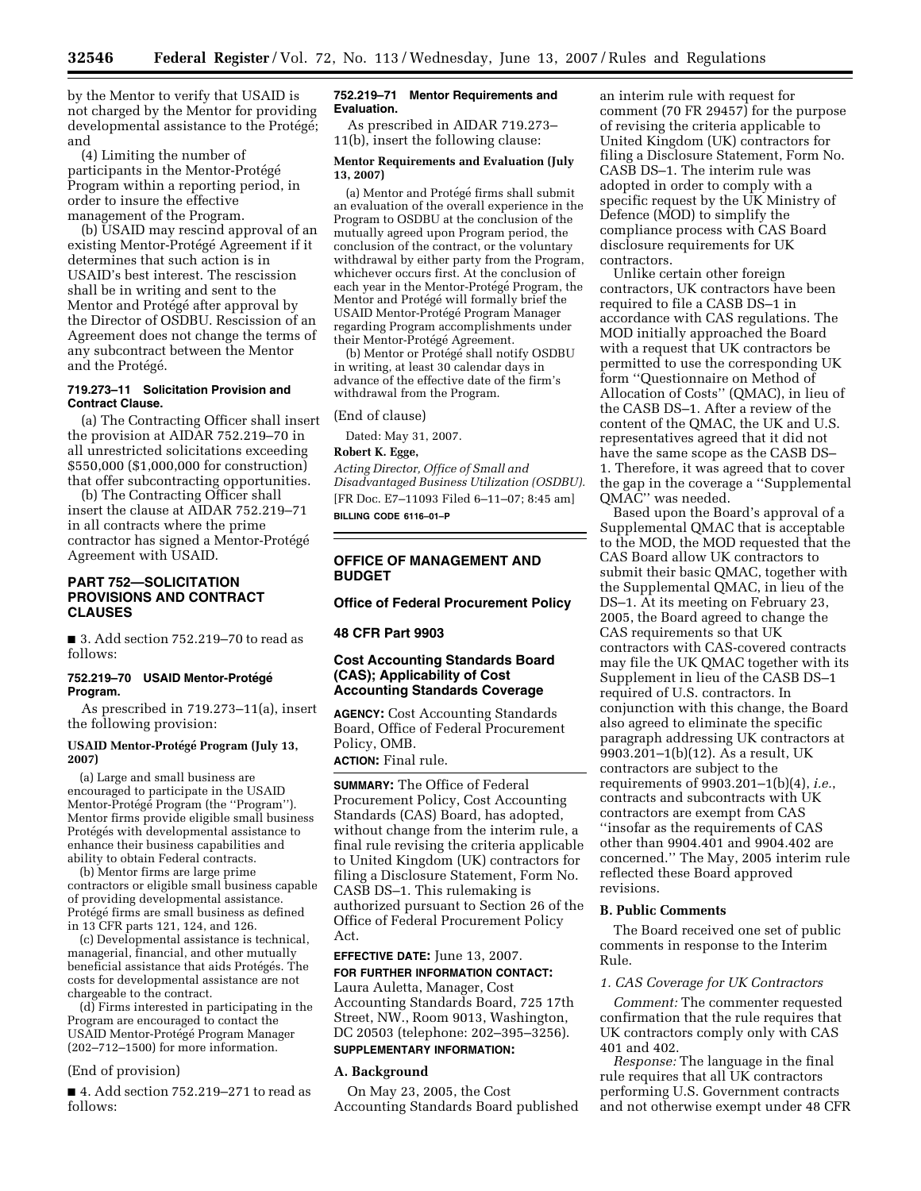by the Mentor to verify that USAID is not charged by the Mentor for providing developmental assistance to the Protégé; and

(4) Limiting the number of participants in the Mentor-Protégé Program within a reporting period, in order to insure the effective management of the Program.

(b) USAID may rescind approval of an existing Mentor-Protégé Agreement if it determines that such action is in USAID's best interest. The rescission shall be in writing and sent to the Mentor and Protégé after approval by the Director of OSDBU. Rescission of an Agreement does not change the terms of any subcontract between the Mentor and the Protégé.

#### 719.273–11 Solicitation Provision and Contract Clause.

(a) The Contracting Officer shall insert the provision at AIDAR 752.219–70 in all unrestricted solicitations exceeding $550,000 ($1,000,000 for construction) that offer subcontracting opportunities.

(b) The Contracting Officer shall insert the clause at AIDAR 752.219–71 in all contracts where the prime contractor has signed a Mentor-Protégé Agreement with USAID.

### PART 752—SOLICITATION PROVISIONS AND CONTRACT CLAUSES

■ 3. Add section 752.219–70 to read as follows:

#### 752.219–70 USAID Mentor-Protégé Program.

As prescribed in 719.273–11(a), insert the following provision:

**USAID Mentor-Protégé Program (July 13, 2007)**

(a) Large and small business are encouraged to participate in the USAID Mentor-Protégé Program (the ''Program''). Mentor firms provide eligible small business Protégés with developmental assistance to enhance their business capabilities and ability to obtain Federal contracts.

(b) Mentor firms are large prime contractors or eligible small business capable of providing developmental assistance. Protégé firms are small business as defined in 13 CFR parts 121, 124, and 126.

(c) Developmental assistance is technical, managerial, financial, and other mutually beneficial assistance that aids Protégés. The costs for developmental assistance are not chargeable to the contract.

(d) Firms interested in participating in the Program are encouraged to contact the USAID Mentor-Protégé Program Manager (202–712–1500) for more information.

(End of provision)

■ 4. Add section 752.219–271 to read as follows:

#### 752.219–71 Mentor Requirements and Evaluation.

As prescribed in AIDAR 719.273–11(b), insert the following clause:

**Mentor Requirements and Evaluation (July 13, 2007)**

(a) Mentor and Protégé firms shall submit an evaluation of the overall experience in the Program to OSDBU at the conclusion of the mutually agreed upon Program period, the conclusion of the contract, or the voluntary withdrawal by either party from the Program, whichever occurs first. At the conclusion of each year in the Mentor-Protégé Program, the Mentor and Protégé will formally brief the USAID Mentor-Protégé Program Manager regarding Program accomplishments under their Mentor-Protégé Agreement.

(b) Mentor or Protégé shall notify OSDBU in writing, at least 30 calendar days in advance of the effective date of the firm's withdrawal from the Program.

(End of clause)

Dated: May 31, 2007.

**Robert K. Egge,**

*Acting Director, Office of Small and Disadvantaged Business Utilization (OSDBU).*

[FR Doc. E7–11093 Filed 6–11–07; 8:45 am]

**BILLING CODE 6116–01–P**

## OFFICE OF MANAGEMENT AND BUDGET

### Office of Federal Procurement Policy

### 48 CFR Part 9903

### Cost Accounting Standards Board (CAS); Applicability of Cost Accounting Standards Coverage

**AGENCY:** Cost Accounting Standards Board, Office of Federal Procurement Policy, OMB.

**ACTION:** Final rule.

**SUMMARY:** The Office of Federal Procurement Policy, Cost Accounting Standards (CAS) Board, has adopted, without change from the interim rule, a final rule revising the criteria applicable to United Kingdom (UK) contractors for filing a Disclosure Statement, Form No. CASB DS–1. This rulemaking is authorized pursuant to Section 26 of the Office of Federal Procurement Policy Act.

**EFFECTIVE DATE:** June 13, 2007.

**FOR FURTHER INFORMATION CONTACT:** Laura Auletta, Manager, Cost Accounting Standards Board, 725 17th Street, NW., Room 9013, Washington, DC 20503 (telephone: 202–395–3256).

**SUPPLEMENTARY INFORMATION:**

#### A. Background

On May 23, 2005, the Cost Accounting Standards Board published an interim rule with request for comment (70 FR 29457) for the purpose of revising the criteria applicable to United Kingdom (UK) contractors for filing a Disclosure Statement, Form No. CASB DS–1. The interim rule was adopted in order to comply with a specific request by the UK Ministry of Defence (MOD) to simplify the compliance process with CAS Board disclosure requirements for UK contractors.

Unlike certain other foreign contractors, UK contractors have been required to file a CASB DS–1 in accordance with CAS regulations. The MOD initially approached the Board with a request that UK contractors be permitted to use the corresponding UK form ''Questionnaire on Method of Allocation of Costs'' (QMAC), in lieu of the CASB DS–1. After a review of the content of the QMAC, the UK and U.S. representatives agreed that it did not have the same scope as the CASB DS–1. Therefore, it was agreed that to cover the gap in the coverage a ''Supplemental QMAC'' was needed.

Based upon the Board's approval of a Supplemental QMAC that is acceptable to the MOD, the MOD requested that the CAS Board allow UK contractors to submit their basic QMAC, together with the Supplemental QMAC, in lieu of the DS–1. At its meeting on February 23, 2005, the Board agreed to change the CAS requirements so that UK contractors with CAS-covered contracts may file the UK QMAC together with its Supplement in lieu of the CASB DS–1 required of U.S. contractors. In conjunction with this change, the Board also agreed to eliminate the specific paragraph addressing UK contractors at 9903.201–1(b)(12). As a result, UK contractors are subject to the requirements of 9903.201–1(b)(4), *i.e.*, contracts and subcontracts with UK contractors are exempt from CAS ''insofar as the requirements of CAS other than 9904.401 and 9904.402 are concerned.'' The May, 2005 interim rule reflected these Board approved revisions.

#### B. Public Comments

The Board received one set of public comments in response to the Interim Rule.

*1. CAS Coverage for UK Contractors*

*Comment:* The commenter requested confirmation that the rule requires that UK contractors comply only with CAS 401 and 402.

*Response:* The language in the final rule requires that all UK contractors performing U.S. Government contracts and not otherwise exempt under 48 CFR